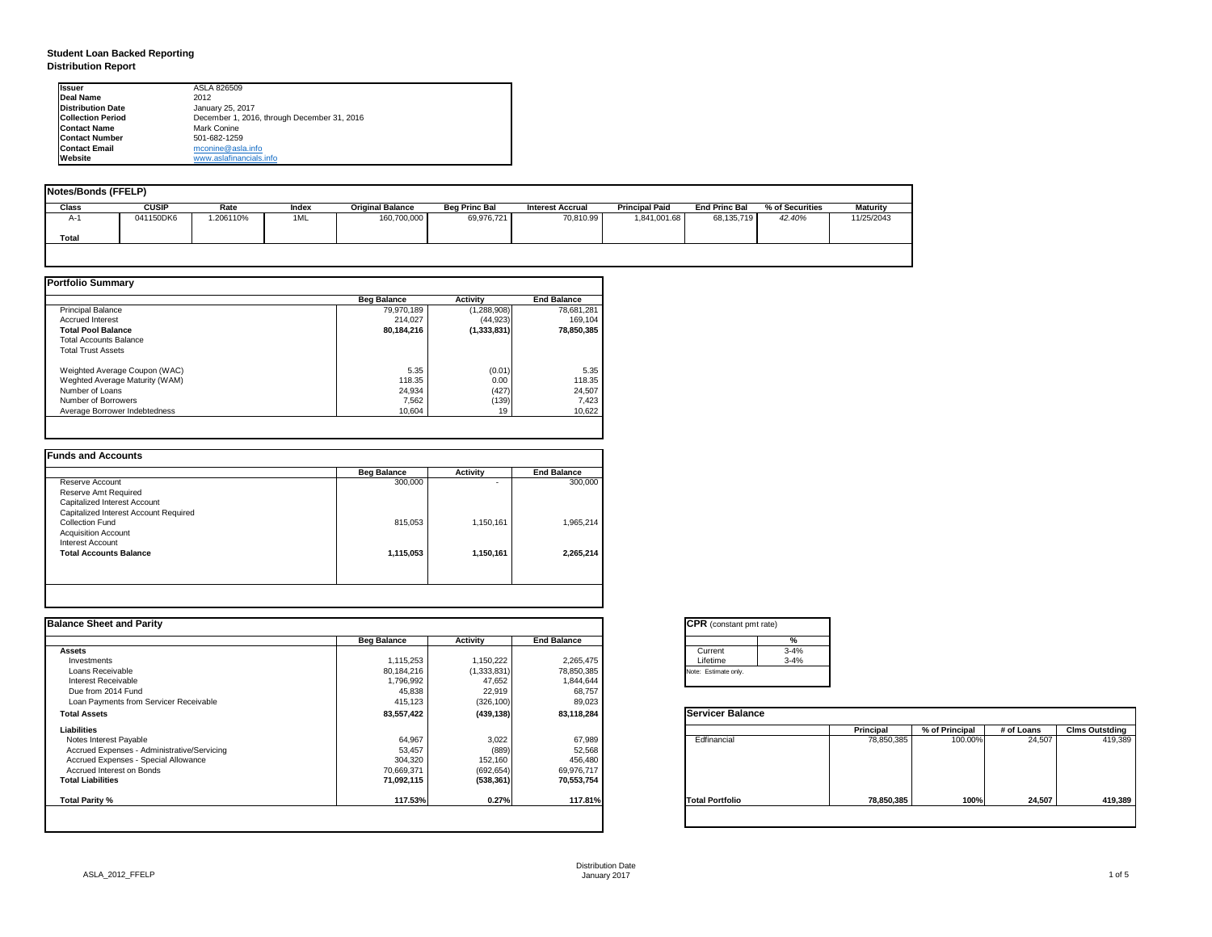# Student Loan Backed Reporting

## Distribution Report

| | |
|---|---|
| **Issuer** | ASLA 826509 |
| **Deal Name** | 2012 |
| **Distribution Date** | January 25, 2017 |
| **Collection Period** | December 1, 2016, through December 31, 2016 |
| **Contact Name** | Mark Conine |
| **Contact Number** | 501-682-1259 |
| **Contact Email** | mconine@asla.info |
| **Website** | www.aslafinancials.info |

### Notes/Bonds (FFELP)

| Class | CUSIP | Rate | Index | Original Balance | Beg Princ Bal | Interest Accrual | Principal Paid | End Princ Bal | % of Securities | Maturity |
|---|---|---|---|---|---|---|---|---|---|---|
| A-1 | 041150DK6 | 1.206110% | 1ML | 160,700,000 | 69,976,721 | 70,810.99 | 1,841,001.68 | 68,135,719 | *42.40%* | 11/25/2043 |
| **Total** | | | | | | | | | | |

### Portfolio Summary

| | Beg Balance | Activity | End Balance |
|---|---|---|---|
| Principal Balance | 79,970,189 | (1,288,908) | 78,681,281 |
| Accrued Interest | 214,027 | (44,923) | 169,104 |
| **Total Pool Balance** | **80,184,216** | **(1,333,831)** | **78,850,385** |
| Total Accounts Balance | | | |
| Total Trust Assets | | | |
| Weighted Average Coupon (WAC) | 5.35 | (0.01) | 5.35 |
| Weghted Average Maturity (WAM) | 118.35 | 0.00 | 118.35 |
| Number of Loans | 24,934 | (427) | 24,507 |
| Number of Borrowers | 7,562 | (139) | 7,423 |
| Average Borrower Indebtedness | 10,604 | 19 | 10,622 |

### Funds and Accounts

| | Beg Balance | Activity | End Balance |
|---|---|---|---|
| Reserve Account | 300,000 | - | 300,000 |
| Reserve Amt Required | | | |
| Capitalized Interest Account | | | |
| Capitalized Interest Account Required | | | |
| Collection Fund | 815,053 | 1,150,161 | 1,965,214 |
| Acquisition Account | | | |
| Interest Account | | | |
| **Total Accounts Balance** | **1,115,053** | **1,150,161** | **2,265,214** |

### Balance Sheet and Parity

| | Beg Balance | Activity | End Balance |
|---|---|---|---|
| **Assets** | | | |
| Investments | 1,115,253 | 1,150,222 | 2,265,475 |
| Loans Receivable | 80,184,216 | (1,333,831) | 78,850,385 |
| Interest Receivable | 1,796,992 | 47,652 | 1,844,644 |
| Due from 2014 Fund | 45,838 | 22,919 | 68,757 |
| Loan Payments from Servicer Receivable | 415,123 | (326,100) | 89,023 |
| **Total Assets** | **83,557,422** | **(439,138)** | **83,118,284** |
| **Liabilities** | | | |
| Notes Interest Payable | 64,967 | 3,022 | 67,989 |
| Accrued Expenses - Administrative/Servicing | 53,457 | (889) | 52,568 |
| Accrued Expenses - Special Allowance | 304,320 | 152,160 | 456,480 |
| Accrued Interest on Bonds | 70,669,371 | (692,654) | 69,976,717 |
| **Total Liabilities** | **71,092,115** | **(538,361)** | **70,553,754** |
| **Total Parity %** | **117.53%** | **0.27%** | **117.81%** |

### CPR (constant pmt rate)

| | % |
|---|---|
| Current | 3-4% |
| Lifetime | 3-4% |

Note: Estimate only.

### Servicer Balance

| | Principal | % of Principal | # of Loans | Clms Outstding |
|---|---|---|---|---|
| Edfinancial | 78,850,385 | 100.00% | 24,507 | 419,389 |
| **Total Portfolio** | **78,850,385** | **100%** | **24,507** | **419,389** |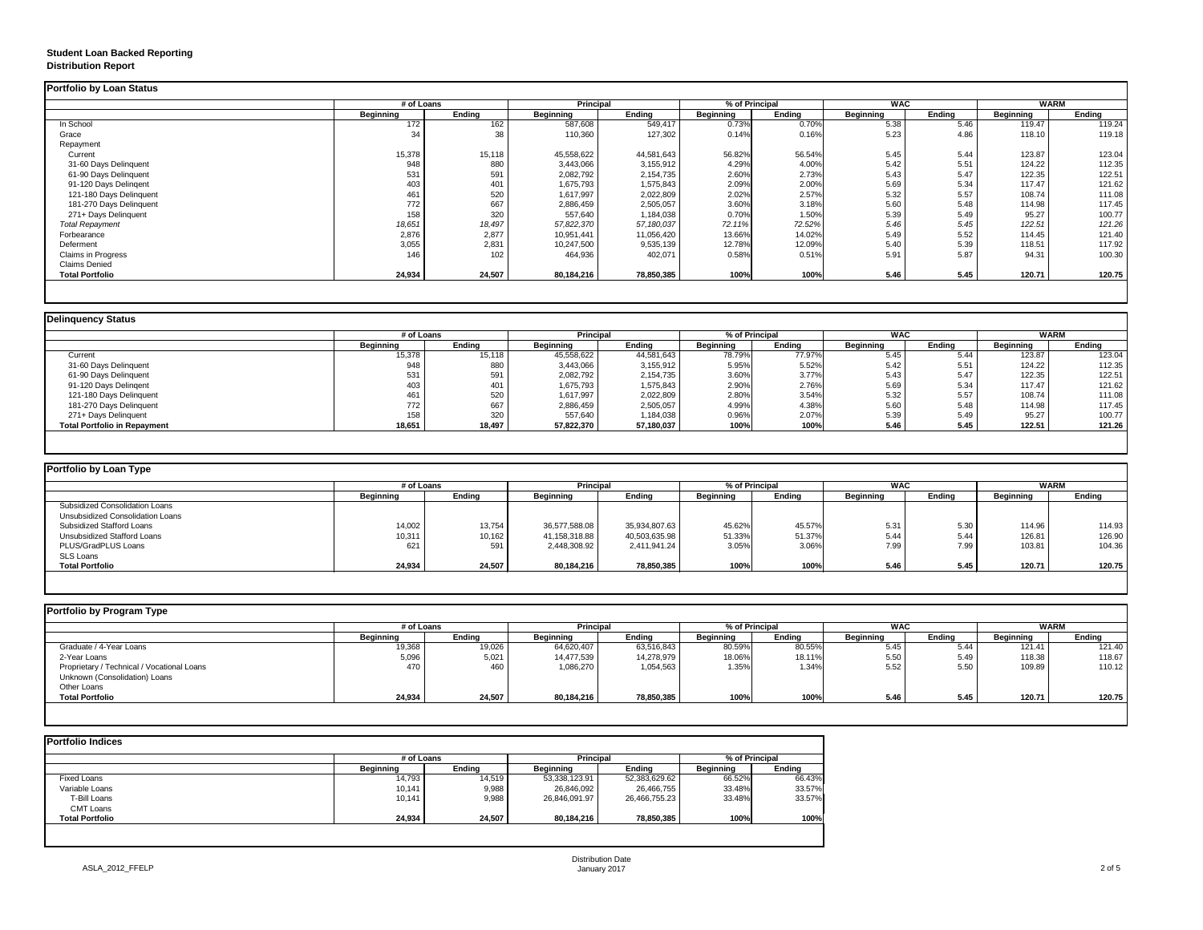**Student Loan Backed Reporting**
**Distribution Report**

## Portfolio by Loan Status

| | # of Loans | | Principal | | % of Principal | | WAC | | WARM | |
|---|---|---|---|---|---|---|---|---|---|---|
| | Beginning | Ending | Beginning | Ending | Beginning | Ending | Beginning | Ending | Beginning | Ending |
| In School | 172 | 162 | 587,608 | 549,417 | 0.73% | 0.70% | 5.38 | 5.46 | 119.47 | 119.24 |
| Grace | 34 | 38 | 110,360 | 127,302 | 0.14% | 0.16% | 5.23 | 4.86 | 118.10 | 119.18 |
| Repayment | | | | | | | | | | |
| Current | 15,378 | 15,118 | 45,558,622 | 44,581,643 | 56.82% | 56.54% | 5.45 | 5.44 | 123.87 | 123.04 |
| 31-60 Days Delinquent | 948 | 880 | 3,443,066 | 3,155,912 | 4.29% | 4.00% | 5.42 | 5.51 | 124.22 | 112.35 |
| 61-90 Days Delinquent | 531 | 591 | 2,082,792 | 2,154,735 | 2.60% | 2.73% | 5.43 | 5.47 | 122.35 | 122.51 |
| 91-120 Days Delingent | 403 | 401 | 1,675,793 | 1,575,843 | 2.09% | 2.00% | 5.69 | 5.34 | 117.47 | 121.62 |
| 121-180 Days Delinquent | 461 | 520 | 1,617,997 | 2,022,809 | 2.02% | 2.57% | 5.32 | 5.57 | 108.74 | 111.08 |
| 181-270 Days Delinquent | 772 | 667 | 2,886,459 | 2,505,057 | 3.60% | 3.18% | 5.60 | 5.48 | 114.98 | 117.45 |
| 271+ Days Delinquent | 158 | 320 | 557,640 | 1,184,038 | 0.70% | 1.50% | 5.39 | 5.49 | 95.27 | 100.77 |
| *Total Repayment* | *18,651* | *18,497* | *57,822,370* | *57,180,037* | *72.11%* | *72.52%* | *5.46* | *5.45* | *122.51* | *121.26* |
| Forbearance | 2,876 | 2,877 | 10,951,441 | 11,056,420 | 13.66% | 14.02% | 5.49 | 5.52 | 114.45 | 121.40 |
| Deferment | 3,055 | 2,831 | 10,247,500 | 9,535,139 | 12.78% | 12.09% | 5.40 | 5.39 | 118.51 | 117.92 |
| Claims in Progress | 146 | 102 | 464,936 | 402,071 | 0.58% | 0.51% | 5.91 | 5.87 | 94.31 | 100.30 |
| Claims Denied | | | | | | | | | | |
| **Total Portfolio** | **24,934** | **24,507** | **80,184,216** | **78,850,385** | **100%** | **100%** | **5.46** | **5.45** | **120.71** | **120.75** |

## Delinquency Status

| | # of Loans | | Principal | | % of Principal | | WAC | | WARM | |
|---|---|---|---|---|---|---|---|---|---|---|
| | Beginning | Ending | Beginning | Ending | Beginning | Ending | Beginning | Ending | Beginning | Ending |
| Current | 15,378 | 15,118 | 45,558,622 | 44,581,643 | 78.79% | 77.97% | 5.45 | 5.44 | 123.87 | 123.04 |
| 31-60 Days Delinquent | 948 | 880 | 3,443,066 | 3,155,912 | 5.95% | 5.52% | 5.42 | 5.51 | 124.22 | 112.35 |
| 61-90 Days Delinquent | 531 | 591 | 2,082,792 | 2,154,735 | 3.60% | 3.77% | 5.43 | 5.47 | 122.35 | 122.51 |
| 91-120 Days Delingent | 403 | 401 | 1,675,793 | 1,575,843 | 2.90% | 2.76% | 5.69 | 5.34 | 117.47 | 121.62 |
| 121-180 Days Delinquent | 461 | 520 | 1,617,997 | 2,022,809 | 2.80% | 3.54% | 5.32 | 5.57 | 108.74 | 111.08 |
| 181-270 Days Delinquent | 772 | 667 | 2,886,459 | 2,505,057 | 4.99% | 4.38% | 5.60 | 5.48 | 114.98 | 117.45 |
| 271+ Days Delinquent | 158 | 320 | 557,640 | 1,184,038 | 0.96% | 2.07% | 5.39 | 5.49 | 95.27 | 100.77 |
| **Total Portfolio in Repayment** | **18,651** | **18,497** | **57,822,370** | **57,180,037** | **100%** | **100%** | **5.46** | **5.45** | **122.51** | **121.26** |

## Portfolio by Loan Type

| | # of Loans | | Principal | | % of Principal | | WAC | | WARM | |
|---|---|---|---|---|---|---|---|---|---|---|
| | Beginning | Ending | Beginning | Ending | Beginning | Ending | Beginning | Ending | Beginning | Ending |
| Subsidized Consolidation Loans | | | | | | | | | | |
| Unsubsidized Consolidation Loans | | | | | | | | | | |
| Subsidized Stafford Loans | 14,002 | 13,754 | 36,577,588.08 | 35,934,807.63 | 45.62% | 45.57% | 5.31 | 5.30 | 114.96 | 114.93 |
| Unsubsidized Stafford Loans | 10,311 | 10,162 | 41,158,318.88 | 40,503,635.98 | 51.33% | 51.37% | 5.44 | 5.44 | 126.81 | 126.90 |
| PLUS/GradPLUS Loans | 621 | 591 | 2,448,308.92 | 2,411,941.24 | 3.05% | 3.06% | 7.99 | 7.99 | 103.81 | 104.36 |
| SLS Loans | | | | | | | | | | |
| **Total Portfolio** | **24,934** | **24,507** | **80,184,216** | **78,850,385** | **100%** | **100%** | **5.46** | **5.45** | **120.71** | **120.75** |

## Portfolio by Program Type

| | # of Loans | | Principal | | % of Principal | | WAC | | WARM | |
|---|---|---|---|---|---|---|---|---|---|---|
| | Beginning | Ending | Beginning | Ending | Beginning | Ending | Beginning | Ending | Beginning | Ending |
| Graduate / 4-Year Loans | 19,368 | 19,026 | 64,620,407 | 63,516,843 | 80.59% | 80.55% | 5.45 | 5.44 | 121.41 | 121.40 |
| 2-Year Loans | 5,096 | 5,021 | 14,477,539 | 14,278,979 | 18.06% | 18.11% | 5.50 | 5.49 | 118.38 | 118.67 |
| Proprietary / Technical / Vocational Loans | 470 | 460 | 1,086,270 | 1,054,563 | 1.35% | 1.34% | 5.52 | 5.50 | 109.89 | 110.12 |
| Unknown (Consolidation) Loans | | | | | | | | | | |
| Other Loans | | | | | | | | | | |
| **Total Portfolio** | **24,934** | **24,507** | **80,184,216** | **78,850,385** | **100%** | **100%** | **5.46** | **5.45** | **120.71** | **120.75** |

## Portfolio Indices

| | # of Loans | | Principal | | % of Principal | |
|---|---|---|---|---|---|---|
| | Beginning | Ending | Beginning | Ending | Beginning | Ending |
| Fixed Loans | 14,793 | 14,519 | 53,338,123.91 | 52,383,629.62 | 66.52% | 66.43% |
| Variable Loans | 10,141 | 9,988 | 26,846,092 | 26,466,755 | 33.48% | 33.57% |
| T-Bill Loans | 10,141 | 9,988 | 26,846,091.97 | 26,466,755.23 | 33.48% | 33.57% |
| CMT Loans | | | | | | |
| **Total Portfolio** | **24,934** | **24,507** | **80,184,216** | **78,850,385** | **100%** | **100%** |

ASLA_2012_FFELP

Distribution Date
January 2017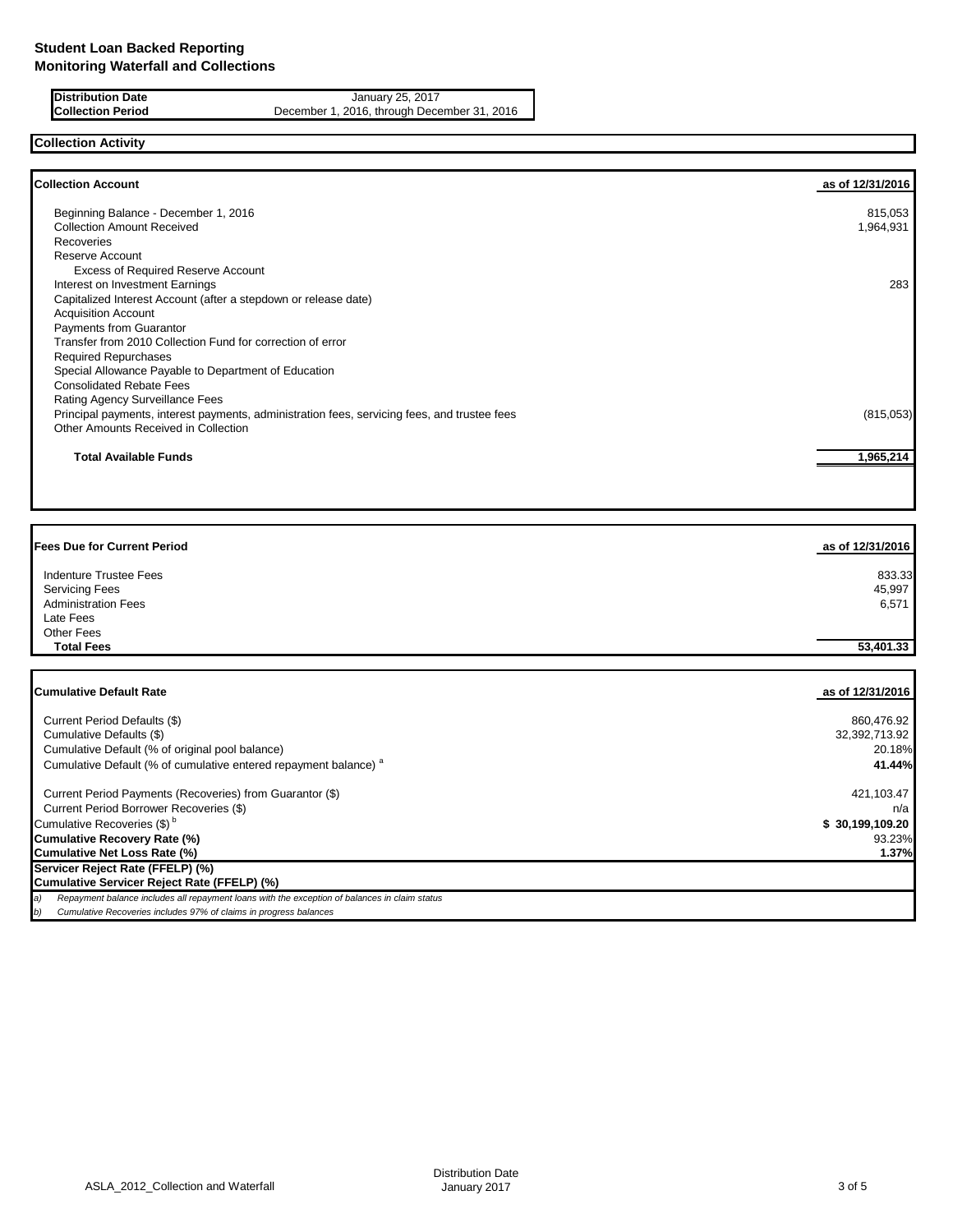## Student Loan Backed Reporting
## Monitoring Waterfall and Collections

| | |
|---|---|
| **Distribution Date** | January 25, 2017 |
| **Collection Period** | December 1, 2016, through December 31, 2016 |

### Collection Activity

| **Collection Account** | **as of 12/31/2016** |
|---|---|
| Beginning Balance - December 1, 2016 | 815,053 |
| Collection Amount Received | 1,964,931 |
| Recoveries | |
| Reserve Account | |
| Excess of Required Reserve Account | |
| Interest on Investment Earnings | 283 |
| Capitalized Interest Account (after a stepdown or release date) | |
| Acquisition Account | |
| Payments from Guarantor | |
| Transfer from 2010 Collection Fund for correction of error | |
| Required Repurchases | |
| Special Allowance Payable to Department of Education | |
| Consolidated Rebate Fees | |
| Rating Agency Surveillance Fees | |
| Principal payments, interest payments, administration fees, servicing fees, and trustee fees | (815,053) |
| Other Amounts Received in Collection | |
| **Total Available Funds** | **1,965,214** |

| **Fees Due for Current Period** | **as of 12/31/2016** |
|---|---|
| Indenture Trustee Fees | 833.33 |
| Servicing Fees | 45,997 |
| Administration Fees | 6,571 |
| Late Fees | |
| Other Fees | |
| **Total Fees** | **53,401.33** |

| **Cumulative Default Rate** | **as of 12/31/2016** |
|---|---|
| Current Period Defaults ($) | 860,476.92 |
| Cumulative Defaults ($) | 32,392,713.92 |
| Cumulative Default (% of original pool balance) | 20.18% |
| Cumulative Default (% of cumulative entered repayment balance) [a] | **41.44%** |
| Current Period Payments (Recoveries) from Guarantor ($) | 421,103.47 |
| Current Period Borrower Recoveries ($) | n/a |
| Cumulative Recoveries ($) [b] | **$ 30,199,109.20** |
| **Cumulative Recovery Rate (%)** | 93.23% |
| **Cumulative Net Loss Rate (%)** | **1.37%** |
| **Servicer Reject Rate (FFELP) (%)** | |
| **Cumulative Servicer Reject Rate (FFELP) (%)** | |

*a) Repayment balance includes all repayment loans with the exception of balances in claim status*

*b) Cumulative Recoveries includes 97% of claims in progress balances*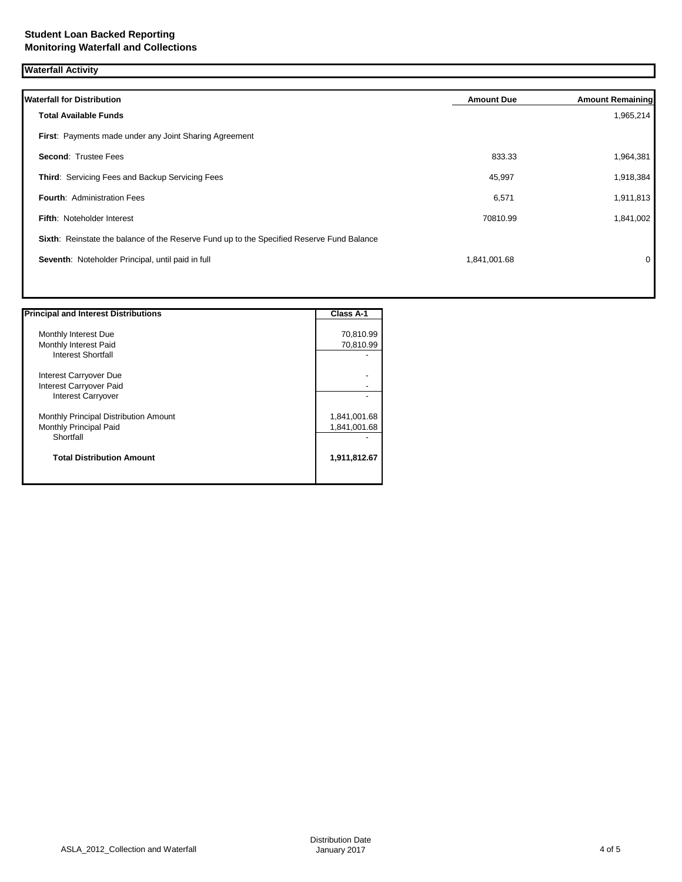**Student Loan Backed Reporting**
**Monitoring Waterfall and Collections**

## Waterfall Activity

| Waterfall for Distribution | Amount Due | Amount Remaining |
|---|---|---|
| **Total Available Funds** | | 1,965,214 |
| **First**: Payments made under any Joint Sharing Agreement | | |
| **Second**: Trustee Fees | 833.33 | 1,964,381 |
| **Third**: Servicing Fees and Backup Servicing Fees | 45,997 | 1,918,384 |
| **Fourth**: Administration Fees | 6,571 | 1,911,813 |
| **Fifth**: Noteholder Interest | 70810.99 | 1,841,002 |
| **Sixth**: Reinstate the balance of the Reserve Fund up to the Specified Reserve Fund Balance | | |
| **Seventh**: Noteholder Principal, until paid in full | 1,841,001.68 | 0 |

| Principal and Interest Distributions | Class A-1 |
|---|---|
| Monthly Interest Due | 70,810.99 |
| Monthly Interest Paid | 70,810.99 |
| Interest Shortfall | - |
| Interest Carryover Due | - |
| Interest Carryover Paid | - |
| Interest Carryover | - |
| Monthly Principal Distribution Amount | 1,841,001.68 |
| Monthly Principal Paid | 1,841,001.68 |
| Shortfall | - |
| **Total Distribution Amount** | **1,911,812.67** |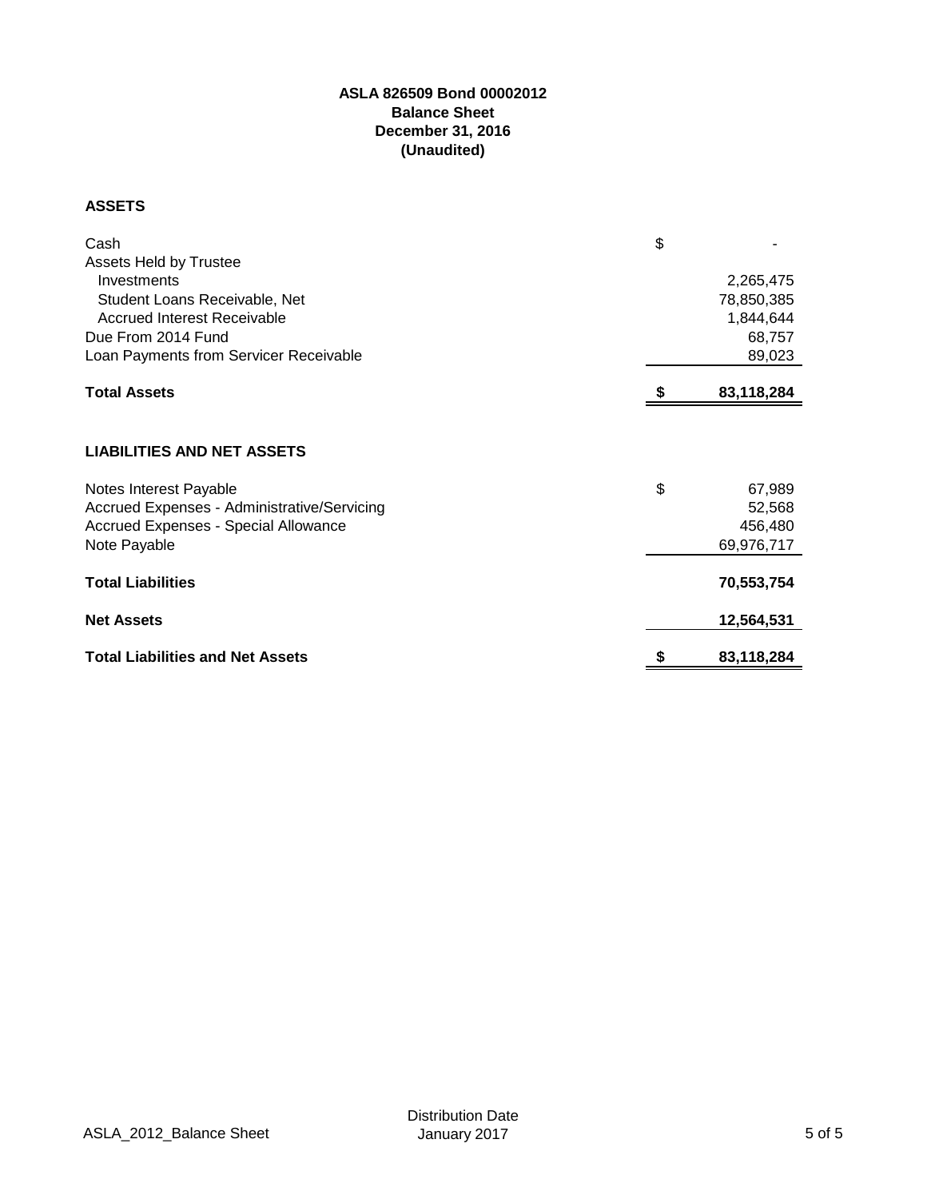**ASLA 826509 Bond 00002012**
**Balance Sheet**
**December 31, 2016**
**(Unaudited)**

**ASSETS**

| | | |
|---|---|---|
| Cash | $ | - |
| Assets Held by Trustee | | |
| Investments | | 2,265,475 |
| Student Loans Receivable, Net | | 78,850,385 |
| Accrued Interest Receivable | | 1,844,644 |
| Due From 2014 Fund | | 68,757 |
| Loan Payments from Servicer Receivable | | 89,023 |
| **Total Assets** | **$** | **83,118,284** |

**LIABILITIES AND NET ASSETS**

| | | |
|---|---|---|
| Notes Interest Payable | $ | 67,989 |
| Accrued Expenses - Administrative/Servicing | | 52,568 |
| Accrued Expenses - Special Allowance | | 456,480 |
| Note Payable | | 69,976,717 |
| **Total Liabilities** | | **70,553,754** |
| **Net Assets** | | **12,564,531** |
| **Total Liabilities and Net Assets** | **$** | **83,118,284** |

ASLA_2012_Balance Sheet

Distribution Date
January 2017